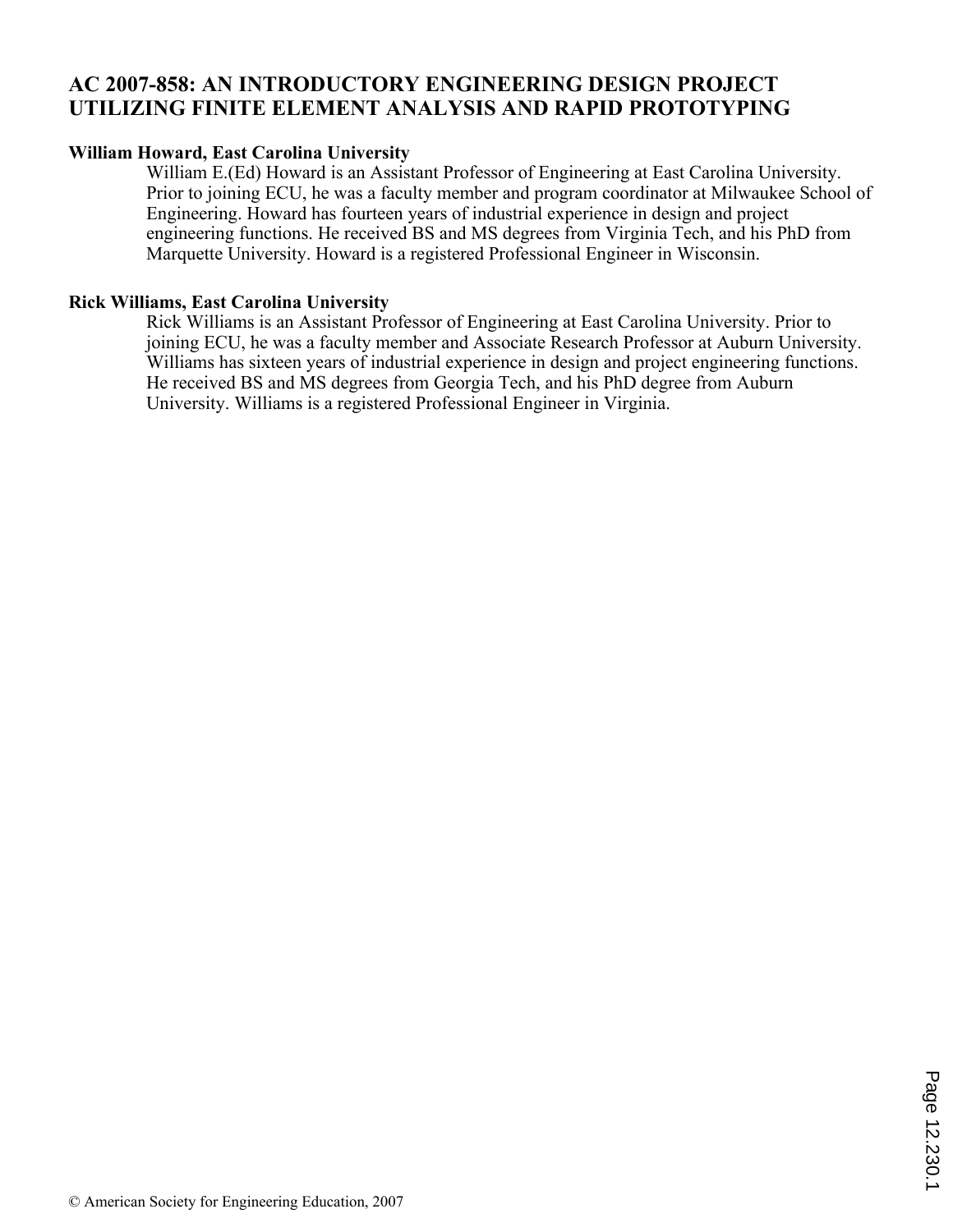# AC 2007-858: AN INTRODUCTORY ENGINEERING DESIGN PROJECT UTILIZING FINITE ELEMENT ANALYSIS AND RAPID PROTOTYPING

**William Howard, East Carolina University**

William E.(Ed) Howard is an Assistant Professor of Engineering at East Carolina University. Prior to joining ECU, he was a faculty member and program coordinator at Milwaukee School of Engineering. Howard has fourteen years of industrial experience in design and project engineering functions. He received BS and MS degrees from Virginia Tech, and his PhD from Marquette University. Howard is a registered Professional Engineer in Wisconsin.

**Rick Williams, East Carolina University**

Rick Williams is an Assistant Professor of Engineering at East Carolina University. Prior to joining ECU, he was a faculty member and Associate Research Professor at Auburn University. Williams has sixteen years of industrial experience in design and project engineering functions. He received BS and MS degrees from Georgia Tech, and his PhD degree from Auburn University. Williams is a registered Professional Engineer in Virginia.

© American Society for Engineering Education, 2007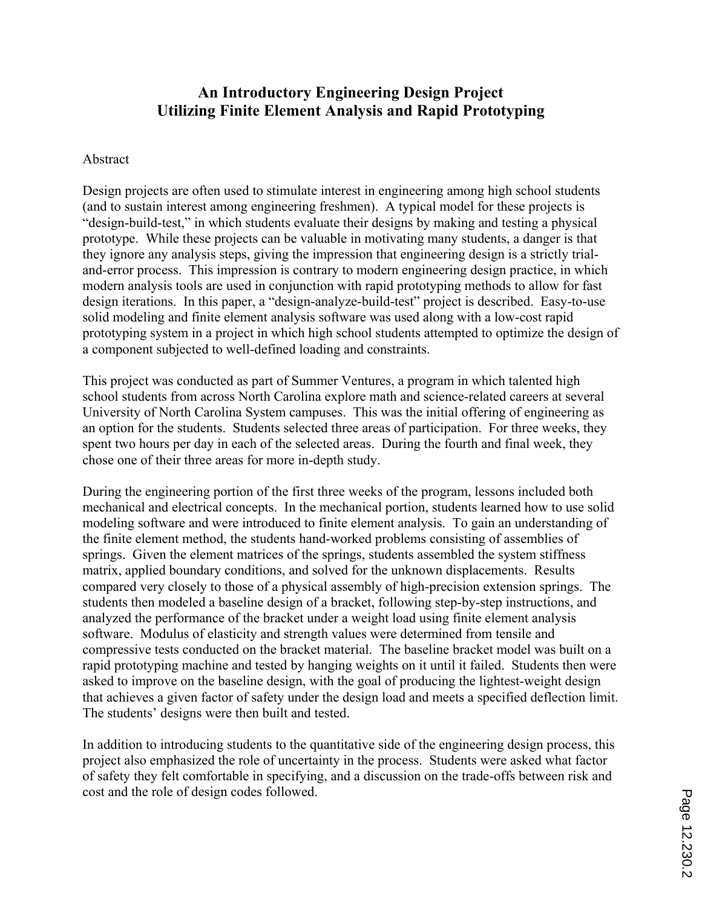# An Introductory Engineering Design Project Utilizing Finite Element Analysis and Rapid Prototyping

## Abstract

Design projects are often used to stimulate interest in engineering among high school students (and to sustain interest among engineering freshmen). A typical model for these projects is "design-build-test," in which students evaluate their designs by making and testing a physical prototype. While these projects can be valuable in motivating many students, a danger is that they ignore any analysis steps, giving the impression that engineering design is a strictly trial-and-error process. This impression is contrary to modern engineering design practice, in which modern analysis tools are used in conjunction with rapid prototyping methods to allow for fast design iterations. In this paper, a "design-analyze-build-test" project is described. Easy-to-use solid modeling and finite element analysis software was used along with a low-cost rapid prototyping system in a project in which high school students attempted to optimize the design of a component subjected to well-defined loading and constraints.

This project was conducted as part of Summer Ventures, a program in which talented high school students from across North Carolina explore math and science-related careers at several University of North Carolina System campuses. This was the initial offering of engineering as an option for the students. Students selected three areas of participation. For three weeks, they spent two hours per day in each of the selected areas. During the fourth and final week, they chose one of their three areas for more in-depth study.

During the engineering portion of the first three weeks of the program, lessons included both mechanical and electrical concepts. In the mechanical portion, students learned how to use solid modeling software and were introduced to finite element analysis. To gain an understanding of the finite element method, the students hand-worked problems consisting of assemblies of springs. Given the element matrices of the springs, students assembled the system stiffness matrix, applied boundary conditions, and solved for the unknown displacements. Results compared very closely to those of a physical assembly of high-precision extension springs. The students then modeled a baseline design of a bracket, following step-by-step instructions, and analyzed the performance of the bracket under a weight load using finite element analysis software. Modulus of elasticity and strength values were determined from tensile and compressive tests conducted on the bracket material. The baseline bracket model was built on a rapid prototyping machine and tested by hanging weights on it until it failed. Students then were asked to improve on the baseline design, with the goal of producing the lightest-weight design that achieves a given factor of safety under the design load and meets a specified deflection limit. The students' designs were then built and tested.

In addition to introducing students to the quantitative side of the engineering design process, this project also emphasized the role of uncertainty in the process. Students were asked what factor of safety they felt comfortable in specifying, and a discussion on the trade-offs between risk and cost and the role of design codes followed.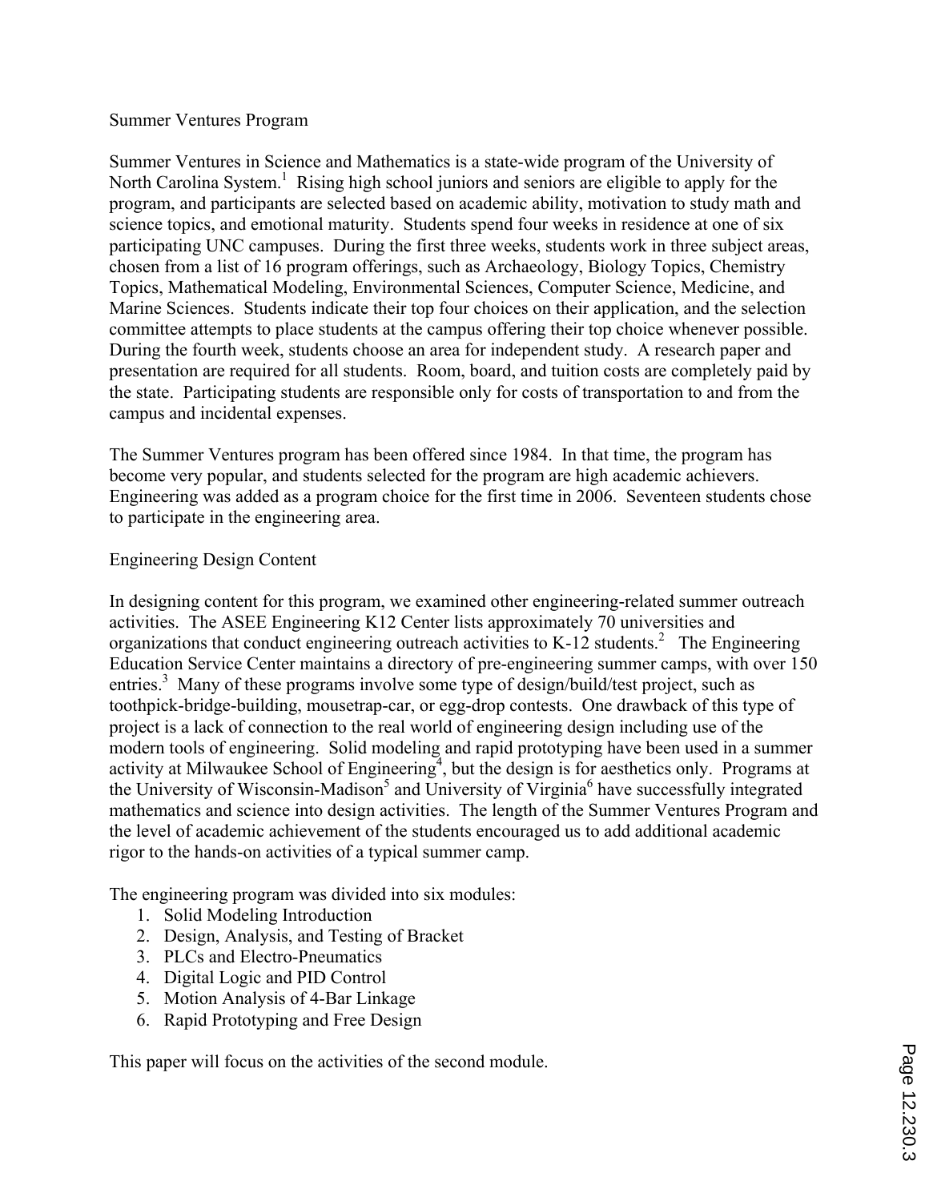## Summer Ventures Program

Summer Ventures in Science and Mathematics is a state-wide program of the University of North Carolina System.[1] Rising high school juniors and seniors are eligible to apply for the program, and participants are selected based on academic ability, motivation to study math and science topics, and emotional maturity. Students spend four weeks in residence at one of six participating UNC campuses. During the first three weeks, students work in three subject areas, chosen from a list of 16 program offerings, such as Archaeology, Biology Topics, Chemistry Topics, Mathematical Modeling, Environmental Sciences, Computer Science, Medicine, and Marine Sciences. Students indicate their top four choices on their application, and the selection committee attempts to place students at the campus offering their top choice whenever possible. During the fourth week, students choose an area for independent study. A research paper and presentation are required for all students. Room, board, and tuition costs are completely paid by the state. Participating students are responsible only for costs of transportation to and from the campus and incidental expenses.

The Summer Ventures program has been offered since 1984. In that time, the program has become very popular, and students selected for the program are high academic achievers. Engineering was added as a program choice for the first time in 2006. Seventeen students chose to participate in the engineering area.

## Engineering Design Content

In designing content for this program, we examined other engineering-related summer outreach activities. The ASEE Engineering K12 Center lists approximately 70 universities and organizations that conduct engineering outreach activities to K-12 students.[2] The Engineering Education Service Center maintains a directory of pre-engineering summer camps, with over 150 entries.[3] Many of these programs involve some type of design/build/test project, such as toothpick-bridge-building, mousetrap-car, or egg-drop contests. One drawback of this type of project is a lack of connection to the real world of engineering design including use of the modern tools of engineering. Solid modeling and rapid prototyping have been used in a summer activity at Milwaukee School of Engineering[4], but the design is for aesthetics only. Programs at the University of Wisconsin-Madison[5] and University of Virginia[6] have successfully integrated mathematics and science into design activities. The length of the Summer Ventures Program and the level of academic achievement of the students encouraged us to add additional academic rigor to the hands-on activities of a typical summer camp.

The engineering program was divided into six modules:

1. Solid Modeling Introduction
2. Design, Analysis, and Testing of Bracket
3. PLCs and Electro-Pneumatics
4. Digital Logic and PID Control
5. Motion Analysis of 4-Bar Linkage
6. Rapid Prototyping and Free Design

This paper will focus on the activities of the second module.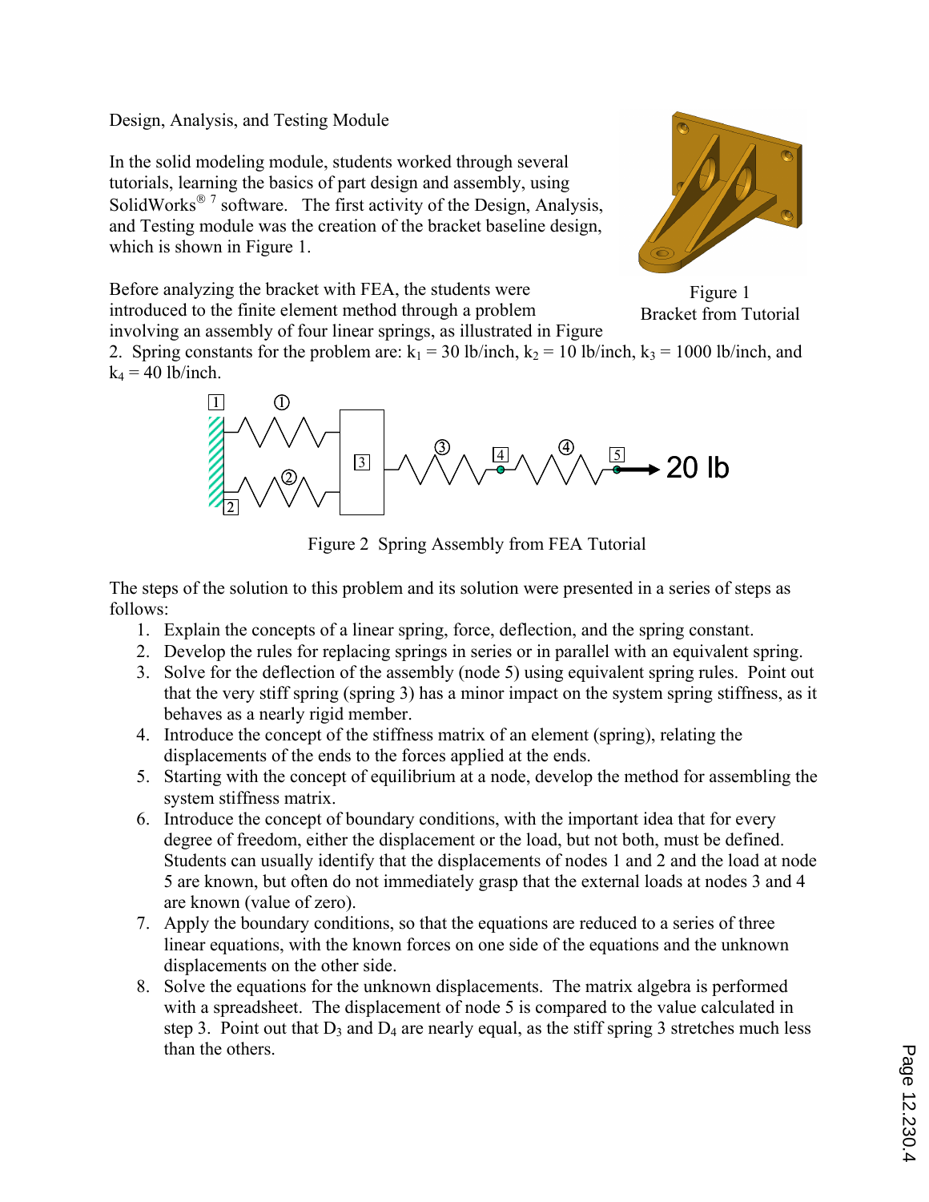Design, Analysis, and Testing Module

In the solid modeling module, students worked through several tutorials, learning the basics of part design and assembly, using SolidWorks® [7] software. The first activity of the Design, Analysis, and Testing module was the creation of the bracket baseline design, which is shown in Figure 1.

Figure 1
Bracket from Tutorial

Before analyzing the bracket with FEA, the students were introduced to the finite element method through a problem involving an assembly of four linear springs, as illustrated in Figure 2. Spring constants for the problem are: $k_1$ = 30 lb/inch, $k_2$ = 10 lb/inch, $k_3$ = 1000 lb/inch, and $k_4$ = 40 lb/inch.

Figure 2 Spring Assembly from FEA Tutorial

The steps of the solution to this problem and its solution were presented in a series of steps as follows:

1. Explain the concepts of a linear spring, force, deflection, and the spring constant.
2. Develop the rules for replacing springs in series or in parallel with an equivalent spring.
3. Solve for the deflection of the assembly (node 5) using equivalent spring rules. Point out that the very stiff spring (spring 3) has a minor impact on the system spring stiffness, as it behaves as a nearly rigid member.
4. Introduce the concept of the stiffness matrix of an element (spring), relating the displacements of the ends to the forces applied at the ends.
5. Starting with the concept of equilibrium at a node, develop the method for assembling the system stiffness matrix.
6. Introduce the concept of boundary conditions, with the important idea that for every degree of freedom, either the displacement or the load, but not both, must be defined. Students can usually identify that the displacements of nodes 1 and 2 and the load at node 5 are known, but often do not immediately grasp that the external loads at nodes 3 and 4 are known (value of zero).
7. Apply the boundary conditions, so that the equations are reduced to a series of three linear equations, with the known forces on one side of the equations and the unknown displacements on the other side.
8. Solve the equations for the unknown displacements. The matrix algebra is performed with a spreadsheet. The displacement of node 5 is compared to the value calculated in step 3. Point out that $D_3$ and $D_4$ are nearly equal, as the stiff spring 3 stretches much less than the others.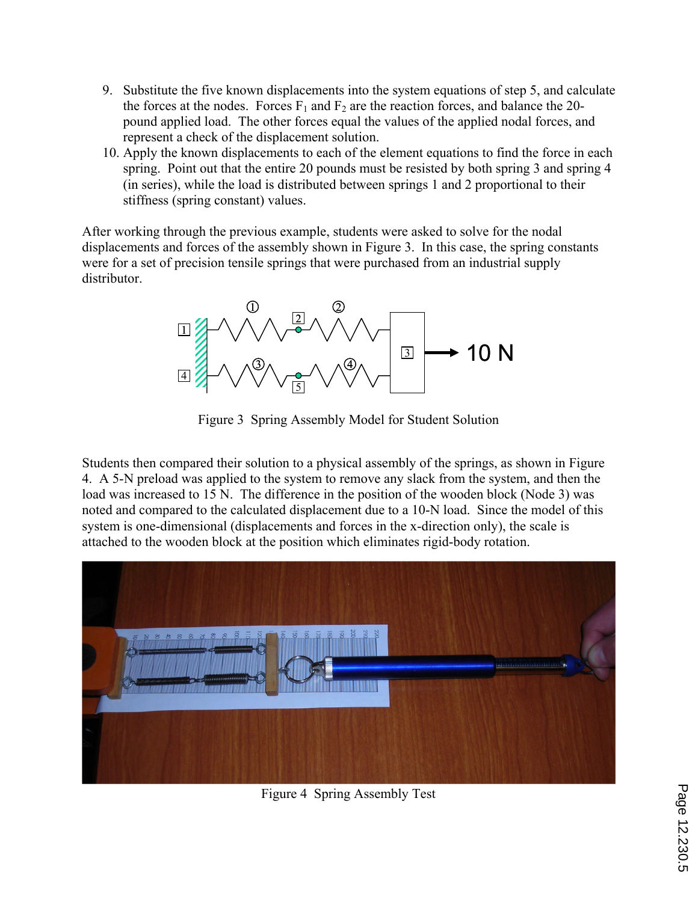9. Substitute the five known displacements into the system equations of step 5, and calculate the forces at the nodes. Forces $F_1$ and $F_2$ are the reaction forces, and balance the 20-pound applied load. The other forces equal the values of the applied nodal forces, and represent a check of the displacement solution.
10. Apply the known displacements to each of the element equations to find the force in each spring. Point out that the entire 20 pounds must be resisted by both spring 3 and spring 4 (in series), while the load is distributed between springs 1 and 2 proportional to their stiffness (spring constant) values.

After working through the previous example, students were asked to solve for the nodal displacements and forces of the assembly shown in Figure 3. In this case, the spring constants were for a set of precision tensile springs that were purchased from an industrial supply distributor.

Figure 3 Spring Assembly Model for Student Solution

Students then compared their solution to a physical assembly of the springs, as shown in Figure 4. A 5-N preload was applied to the system to remove any slack from the system, and then the load was increased to 15 N. The difference in the position of the wooden block (Node 3) was noted and compared to the calculated displacement due to a 10-N load. Since the model of this system is one-dimensional (displacements and forces in the x-direction only), the scale is attached to the wooden block at the position which eliminates rigid-body rotation.

Figure 4 Spring Assembly Test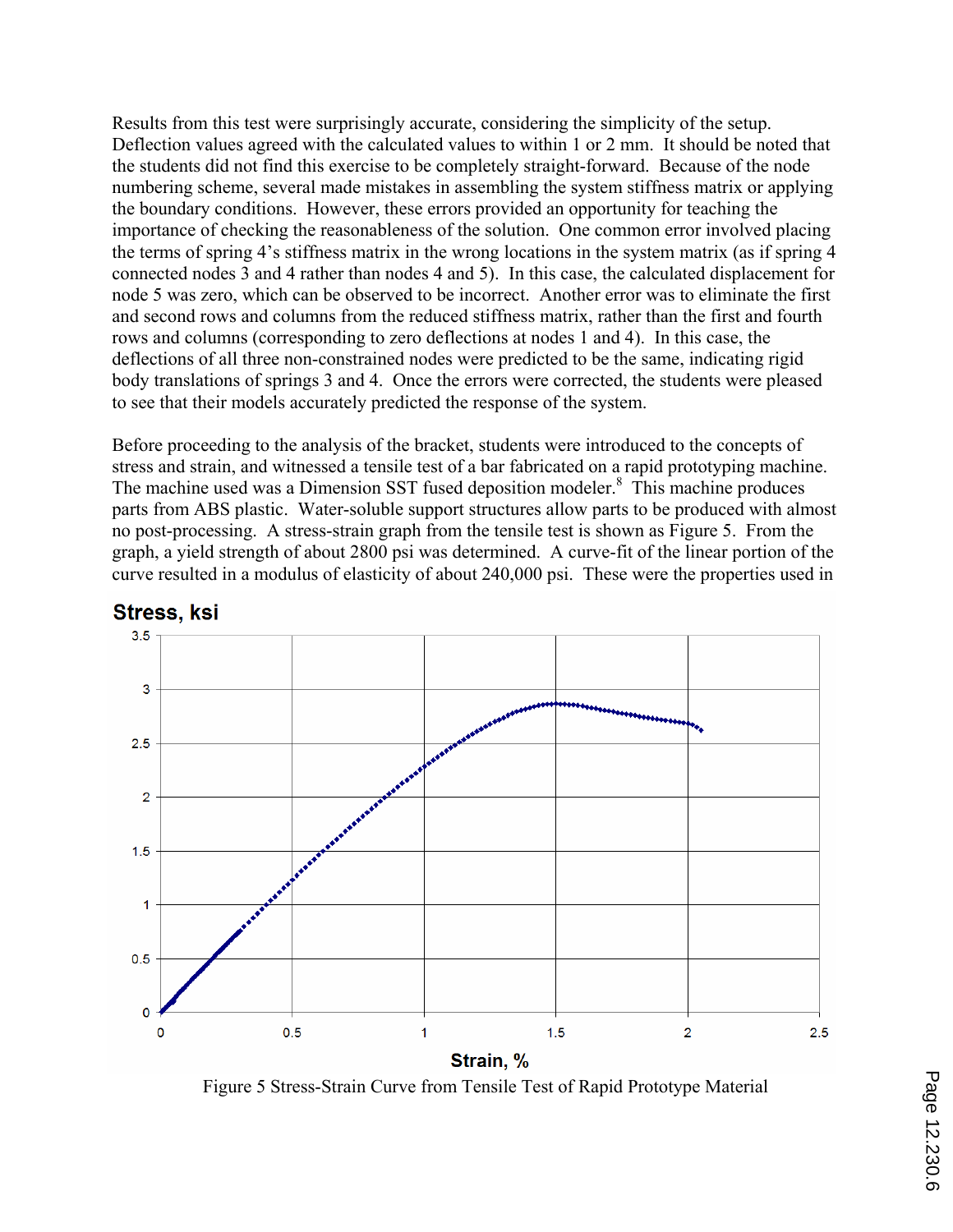Results from this test were surprisingly accurate, considering the simplicity of the setup. Deflection values agreed with the calculated values to within 1 or 2 mm. It should be noted that the students did not find this exercise to be completely straight-forward. Because of the node numbering scheme, several made mistakes in assembling the system stiffness matrix or applying the boundary conditions. However, these errors provided an opportunity for teaching the importance of checking the reasonableness of the solution. One common error involved placing the terms of spring 4's stiffness matrix in the wrong locations in the system matrix (as if spring 4 connected nodes 3 and 4 rather than nodes 4 and 5). In this case, the calculated displacement for node 5 was zero, which can be observed to be incorrect. Another error was to eliminate the first and second rows and columns from the reduced stiffness matrix, rather than the first and fourth rows and columns (corresponding to zero deflections at nodes 1 and 4). In this case, the deflections of all three non-constrained nodes were predicted to be the same, indicating rigid body translations of springs 3 and 4. Once the errors were corrected, the students were pleased to see that their models accurately predicted the response of the system.

Before proceeding to the analysis of the bracket, students were introduced to the concepts of stress and strain, and witnessed a tensile test of a bar fabricated on a rapid prototyping machine. The machine used was a Dimension SST fused deposition modeler.[8] This machine produces parts from ABS plastic. Water-soluble support structures allow parts to be produced with almost no post-processing. A stress-strain graph from the tensile test is shown as Figure 5. From the graph, a yield strength of about 2800 psi was determined. A curve-fit of the linear portion of the curve resulted in a modulus of elasticity of about 240,000 psi. These were the properties used in

Figure 5 Stress-Strain Curve from Tensile Test of Rapid Prototype Material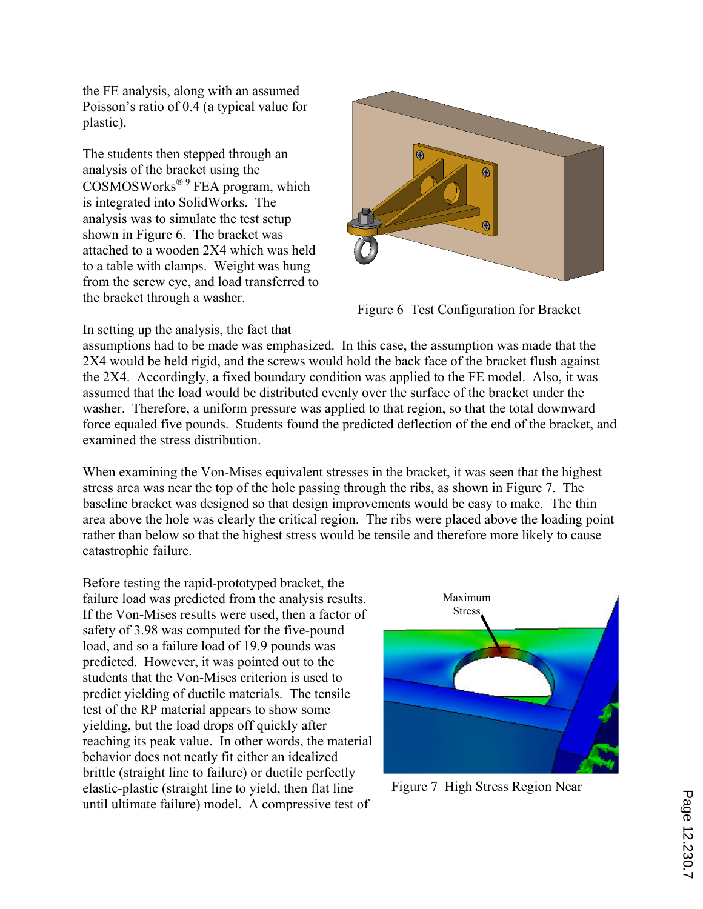the FE analysis, along with an assumed Poisson's ratio of 0.4 (a typical value for plastic).

The students then stepped through an analysis of the bracket using the COSMOSWorks®[9] FEA program, which is integrated into SolidWorks. The analysis was to simulate the test setup shown in Figure 6. The bracket was attached to a wooden 2X4 which was held to a table with clamps. Weight was hung from the screw eye, and load transferred to the bracket through a washer.

Figure 6 Test Configuration for Bracket

In setting up the analysis, the fact that assumptions had to be made was emphasized. In this case, the assumption was made that the 2X4 would be held rigid, and the screws would hold the back face of the bracket flush against the 2X4. Accordingly, a fixed boundary condition was applied to the FE model. Also, it was assumed that the load would be distributed evenly over the surface of the bracket under the washer. Therefore, a uniform pressure was applied to that region, so that the total downward force equaled five pounds. Students found the predicted deflection of the end of the bracket, and examined the stress distribution.

When examining the Von-Mises equivalent stresses in the bracket, it was seen that the highest stress area was near the top of the hole passing through the ribs, as shown in Figure 7. The baseline bracket was designed so that design improvements would be easy to make. The thin area above the hole was clearly the critical region. The ribs were placed above the loading point rather than below so that the highest stress would be tensile and therefore more likely to cause catastrophic failure.

Before testing the rapid-prototyped bracket, the failure load was predicted from the analysis results. If the Von-Mises results were used, then a factor of safety of 3.98 was computed for the five-pound load, and so a failure load of 19.9 pounds was predicted. However, it was pointed out to the students that the Von-Mises criterion is used to predict yielding of ductile materials. The tensile test of the RP material appears to show some yielding, but the load drops off quickly after reaching its peak value. In other words, the material behavior does not neatly fit either an idealized brittle (straight line to failure) or ductile perfectly elastic-plastic (straight line to yield, then flat line until ultimate failure) model. A compressive test of

Maximum Stress

Figure 7 High Stress Region Near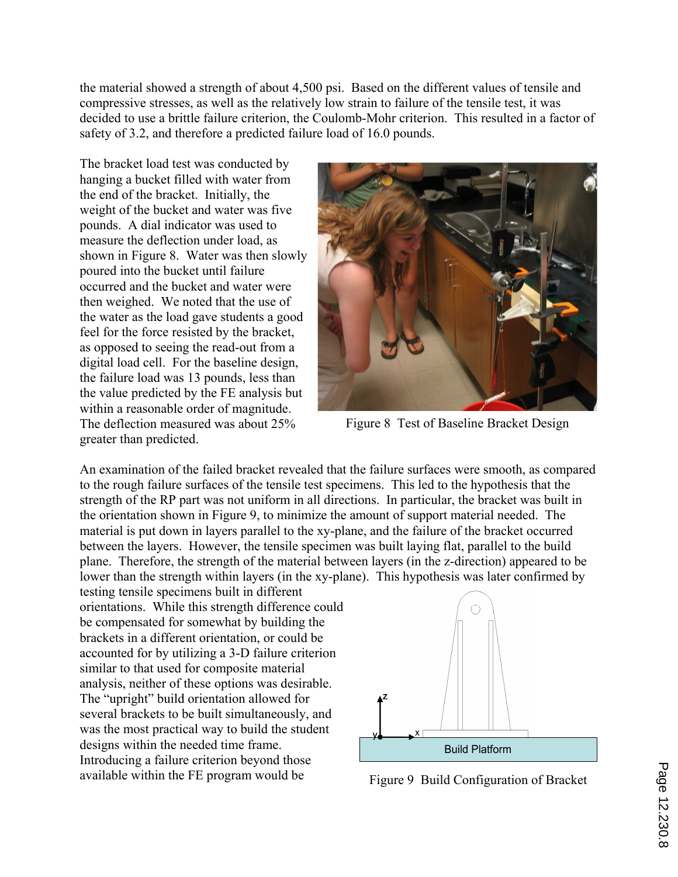the material showed a strength of about 4,500 psi. Based on the different values of tensile and compressive stresses, as well as the relatively low strain to failure of the tensile test, it was decided to use a brittle failure criterion, the Coulomb-Mohr criterion. This resulted in a factor of safety of 3.2, and therefore a predicted failure load of 16.0 pounds.

The bracket load test was conducted by hanging a bucket filled with water from the end of the bracket. Initially, the weight of the bucket and water was five pounds. A dial indicator was used to measure the deflection under load, as shown in Figure 8. Water was then slowly poured into the bucket until failure occurred and the bucket and water were then weighed. We noted that the use of the water as the load gave students a good feel for the force resisted by the bracket, as opposed to seeing the read-out from a digital load cell. For the baseline design, the failure load was 13 pounds, less than the value predicted by the FE analysis but within a reasonable order of magnitude. The deflection measured was about 25% greater than predicted.

Figure 8 Test of Baseline Bracket Design

An examination of the failed bracket revealed that the failure surfaces were smooth, as compared to the rough failure surfaces of the tensile test specimens. This led to the hypothesis that the strength of the RP part was not uniform in all directions. In particular, the bracket was built in the orientation shown in Figure 9, to minimize the amount of support material needed. The material is put down in layers parallel to the xy-plane, and the failure of the bracket occurred between the layers. However, the tensile specimen was built laying flat, parallel to the build plane. Therefore, the strength of the material between layers (in the z-direction) appeared to be lower than the strength within layers (in the xy-plane). This hypothesis was later confirmed by testing tensile specimens built in different orientations. While this strength difference could be compensated for somewhat by building the brackets in a different orientation, or could be accounted for by utilizing a 3-D failure criterion similar to that used for composite material analysis, neither of these options was desirable. The "upright" build orientation allowed for several brackets to be built simultaneously, and was the most practical way to build the student designs within the needed time frame. Introducing a failure criterion beyond those available within the FE program would be

Figure 9 Build Configuration of Bracket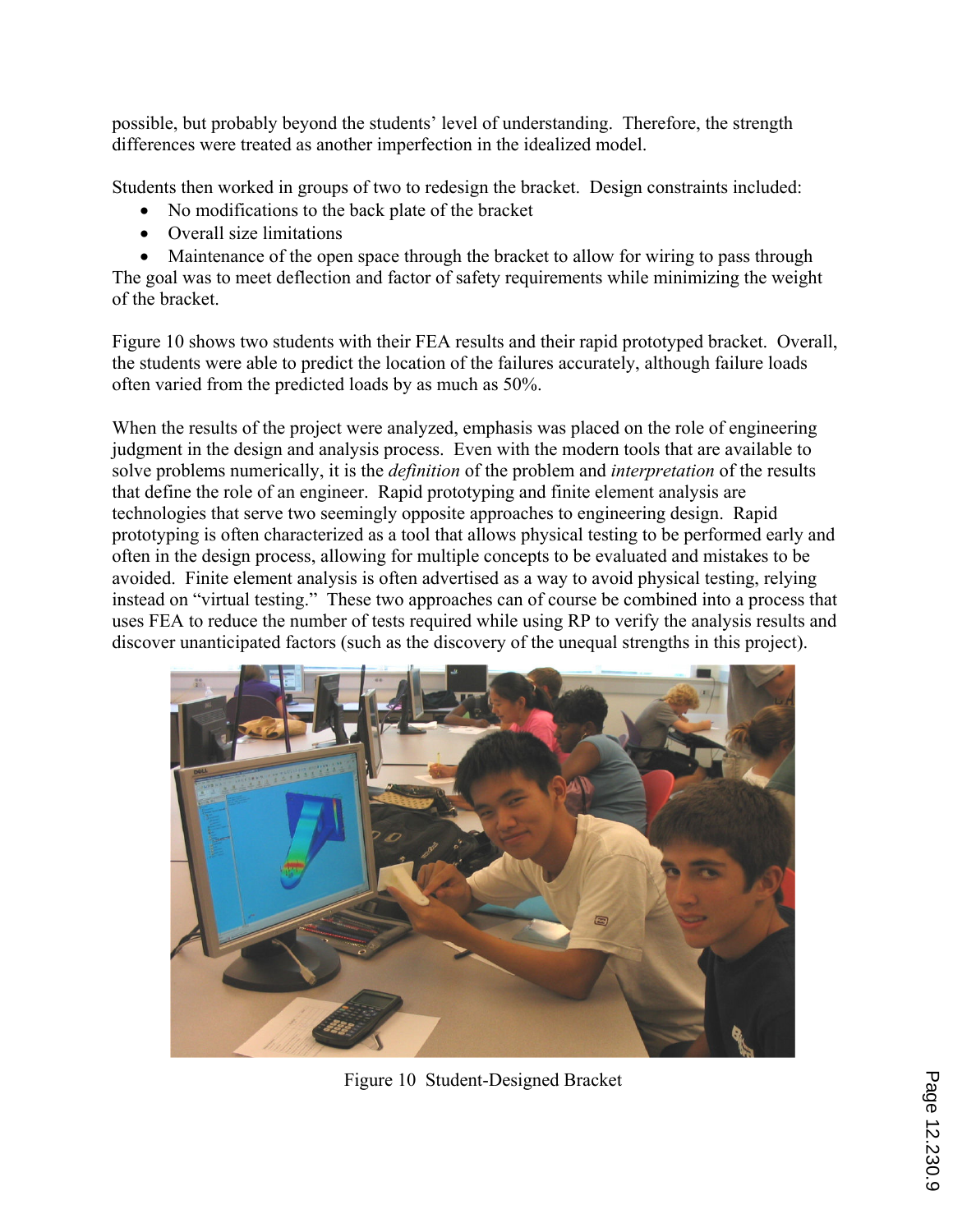possible, but probably beyond the students' level of understanding. Therefore, the strength differences were treated as another imperfection in the idealized model.

Students then worked in groups of two to redesign the bracket. Design constraints included:

- No modifications to the back plate of the bracket
- Overall size limitations
- Maintenance of the open space through the bracket to allow for wiring to pass through

The goal was to meet deflection and factor of safety requirements while minimizing the weight of the bracket.

Figure 10 shows two students with their FEA results and their rapid prototyped bracket. Overall, the students were able to predict the location of the failures accurately, although failure loads often varied from the predicted loads by as much as 50%.

When the results of the project were analyzed, emphasis was placed on the role of engineering judgment in the design and analysis process. Even with the modern tools that are available to solve problems numerically, it is the *definition* of the problem and *interpretation* of the results that define the role of an engineer. Rapid prototyping and finite element analysis are technologies that serve two seemingly opposite approaches to engineering design. Rapid prototyping is often characterized as a tool that allows physical testing to be performed early and often in the design process, allowing for multiple concepts to be evaluated and mistakes to be avoided. Finite element analysis is often advertised as a way to avoid physical testing, relying instead on "virtual testing." These two approaches can of course be combined into a process that uses FEA to reduce the number of tests required while using RP to verify the analysis results and discover unanticipated factors (such as the discovery of the unequal strengths in this project).

Figure 10 Student-Designed Bracket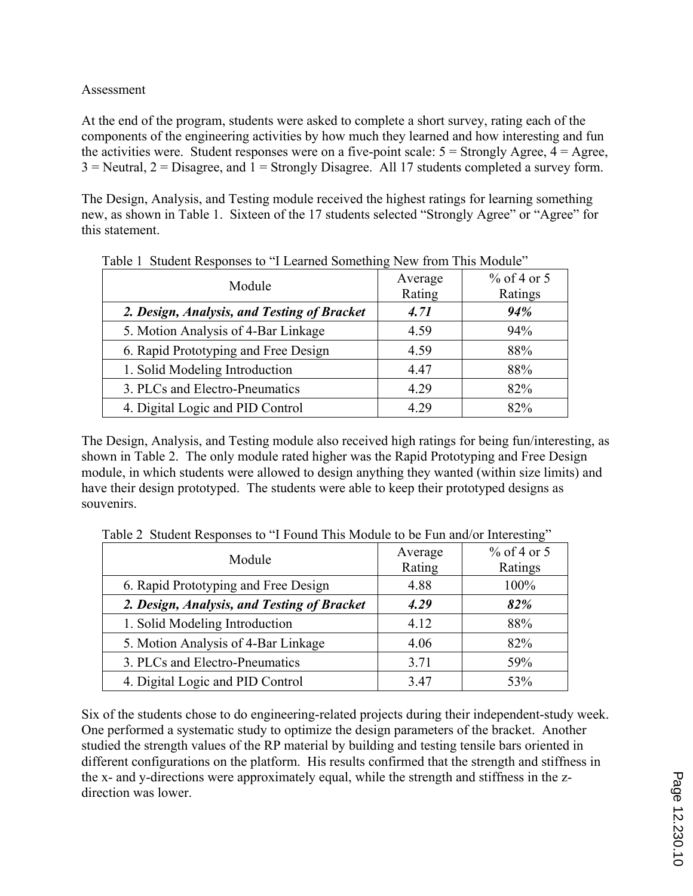## Assessment

At the end of the program, students were asked to complete a short survey, rating each of the components of the engineering activities by how much they learned and how interesting and fun the activities were. Student responses were on a five-point scale: 5 = Strongly Agree, 4 = Agree, 3 = Neutral, 2 = Disagree, and 1 = Strongly Disagree. All 17 students completed a survey form.

The Design, Analysis, and Testing module received the highest ratings for learning something new, as shown in Table 1. Sixteen of the 17 students selected "Strongly Agree" or "Agree" for this statement.

Table 1 Student Responses to "I Learned Something New from This Module"

| Module | Average Rating | % of 4 or 5 Ratings |
| --- | --- | --- |
| ***2. Design, Analysis, and Testing of Bracket*** | ***4.71*** | ***94%*** |
| 5. Motion Analysis of 4-Bar Linkage | 4.59 | 94% |
| 6. Rapid Prototyping and Free Design | 4.59 | 88% |
| 1. Solid Modeling Introduction | 4.47 | 88% |
| 3. PLCs and Electro-Pneumatics | 4.29 | 82% |
| 4. Digital Logic and PID Control | 4.29 | 82% |

The Design, Analysis, and Testing module also received high ratings for being fun/interesting, as shown in Table 2. The only module rated higher was the Rapid Prototyping and Free Design module, in which students were allowed to design anything they wanted (within size limits) and have their design prototyped. The students were able to keep their prototyped designs as souvenirs.

Table 2 Student Responses to "I Found This Module to be Fun and/or Interesting"

| Module | Average Rating | % of 4 or 5 Ratings |
| --- | --- | --- |
| 6. Rapid Prototyping and Free Design | 4.88 | 100% |
| ***2. Design, Analysis, and Testing of Bracket*** | ***4.29*** | ***82%*** |
| 1. Solid Modeling Introduction | 4.12 | 88% |
| 5. Motion Analysis of 4-Bar Linkage | 4.06 | 82% |
| 3. PLCs and Electro-Pneumatics | 3.71 | 59% |
| 4. Digital Logic and PID Control | 3.47 | 53% |

Six of the students chose to do engineering-related projects during their independent-study week. One performed a systematic study to optimize the design parameters of the bracket. Another studied the strength values of the RP material by building and testing tensile bars oriented in different configurations on the platform. His results confirmed that the strength and stiffness in the x- and y-directions were approximately equal, while the strength and stiffness in the z-direction was lower.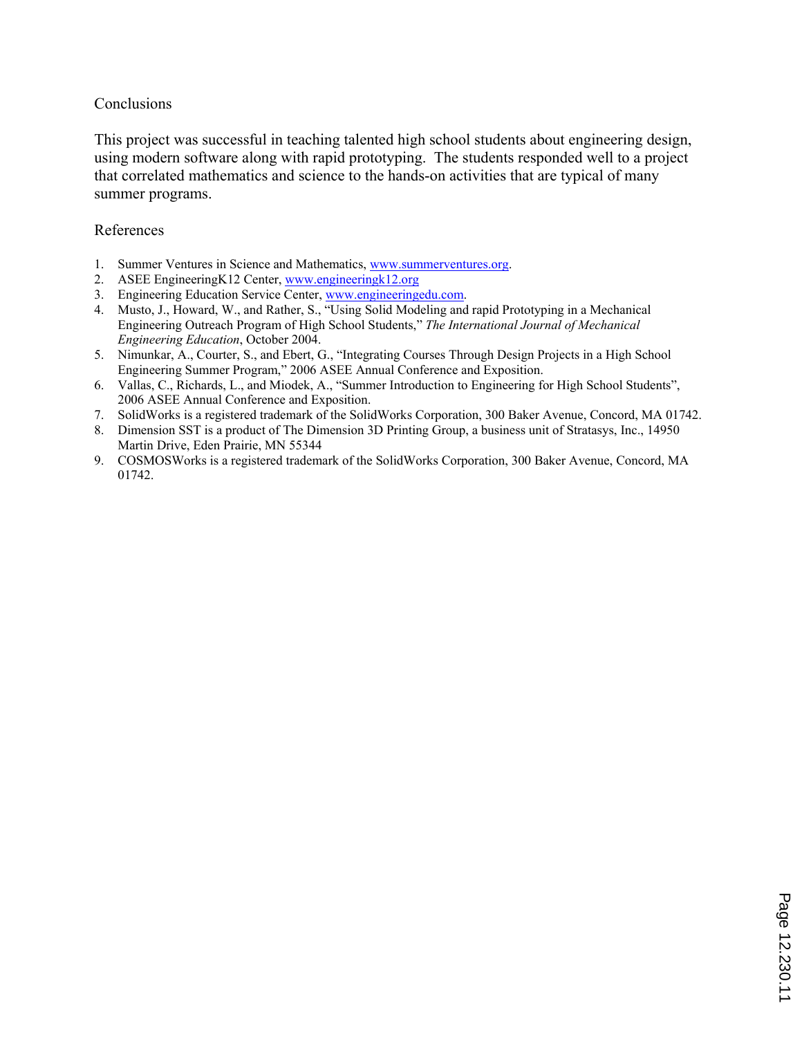## Conclusions

This project was successful in teaching talented high school students about engineering design, using modern software along with rapid prototyping. The students responded well to a project that correlated mathematics and science to the hands-on activities that are typical of many summer programs.

## References

1. Summer Ventures in Science and Mathematics, www.summerventures.org.
2. ASEE EngineeringK12 Center, www.engineeringk12.org
3. Engineering Education Service Center, www.engineeringedu.com.
4. Musto, J., Howard, W., and Rather, S., "Using Solid Modeling and rapid Prototyping in a Mechanical Engineering Outreach Program of High School Students," *The International Journal of Mechanical Engineering Education*, October 2004.
5. Nimunkar, A., Courter, S., and Ebert, G., "Integrating Courses Through Design Projects in a High School Engineering Summer Program," 2006 ASEE Annual Conference and Exposition.
6. Vallas, C., Richards, L., and Miodek, A., "Summer Introduction to Engineering for High School Students", 2006 ASEE Annual Conference and Exposition.
7. SolidWorks is a registered trademark of the SolidWorks Corporation, 300 Baker Avenue, Concord, MA 01742.
8. Dimension SST is a product of The Dimension 3D Printing Group, a business unit of Stratasys, Inc., 14950 Martin Drive, Eden Prairie, MN 55344
9. COSMOSWorks is a registered trademark of the SolidWorks Corporation, 300 Baker Avenue, Concord, MA 01742.